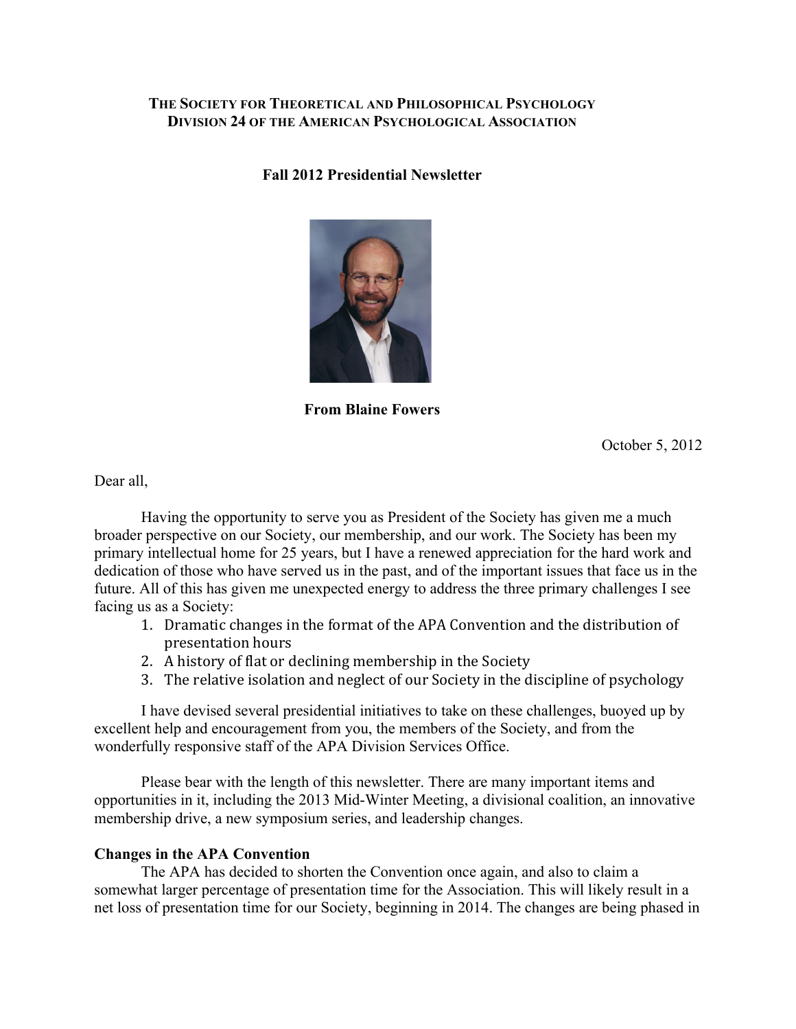**THE SOCIETY FOR THEORETICAL AND PHILOSOPHICAL PSYCHOLOGY**
**DIVISION 24 OF THE AMERICAN PSYCHOLOGICAL ASSOCIATION**

# Fall 2012 Presidential Newsletter

**From Blaine Fowers**

October 5, 2012

Dear all,

Having the opportunity to serve you as President of the Society has given me a much broader perspective on our Society, our membership, and our work. The Society has been my primary intellectual home for 25 years, but I have a renewed appreciation for the hard work and dedication of those who have served us in the past, and of the important issues that face us in the future. All of this has given me unexpected energy to address the three primary challenges I see facing us as a Society:

1. Dramatic changes in the format of the APA Convention and the distribution of presentation hours
2. A history of flat or declining membership in the Society
3. The relative isolation and neglect of our Society in the discipline of psychology

I have devised several presidential initiatives to take on these challenges, buoyed up by excellent help and encouragement from you, the members of the Society, and from the wonderfully responsive staff of the APA Division Services Office.

Please bear with the length of this newsletter. There are many important items and opportunities in it, including the 2013 Mid-Winter Meeting, a divisional coalition, an innovative membership drive, a new symposium series, and leadership changes.

## Changes in the APA Convention

The APA has decided to shorten the Convention once again, and also to claim a somewhat larger percentage of presentation time for the Association. This will likely result in a net loss of presentation time for our Society, beginning in 2014. The changes are being phased in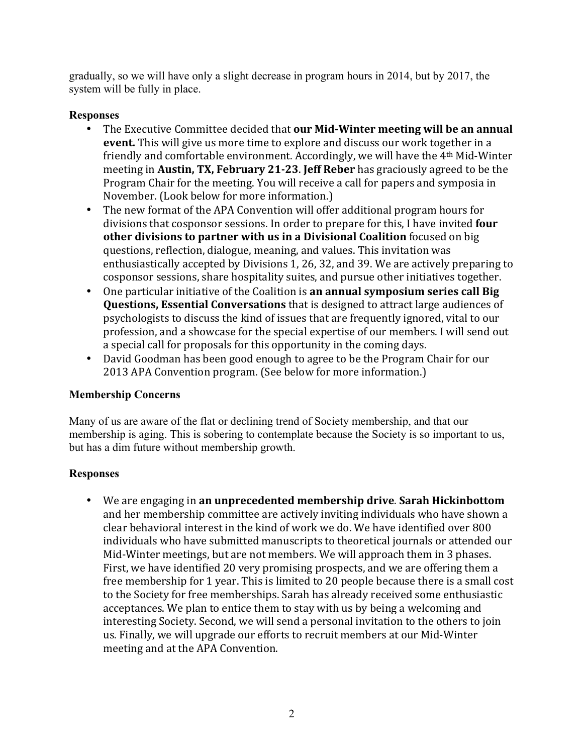gradually, so we will have only a slight decrease in program hours in 2014, but by 2017, the system will be fully in place.

**Responses**

- The Executive Committee decided that **our Mid-Winter meeting will be an annual event.** This will give us more time to explore and discuss our work together in a friendly and comfortable environment. Accordingly, we will have the 4th Mid-Winter meeting in **Austin, TX, February 21-23**. **Jeff Reber** has graciously agreed to be the Program Chair for the meeting. You will receive a call for papers and symposia in November. (Look below for more information.)
- The new format of the APA Convention will offer additional program hours for divisions that cosponsor sessions. In order to prepare for this, I have invited **four other divisions to partner with us in a Divisional Coalition** focused on big questions, reflection, dialogue, meaning, and values. This invitation was enthusiastically accepted by Divisions 1, 26, 32, and 39. We are actively preparing to cosponsor sessions, share hospitality suites, and pursue other initiatives together.
- One particular initiative of the Coalition is **an annual symposium series call Big Questions, Essential Conversations** that is designed to attract large audiences of psychologists to discuss the kind of issues that are frequently ignored, vital to our profession, and a showcase for the special expertise of our members. I will send out a special call for proposals for this opportunity in the coming days.
- David Goodman has been good enough to agree to be the Program Chair for our 2013 APA Convention program. (See below for more information.)

**Membership Concerns**

Many of us are aware of the flat or declining trend of Society membership, and that our membership is aging. This is sobering to contemplate because the Society is so important to us, but has a dim future without membership growth.

**Responses**

- We are engaging in **an unprecedented membership drive**. **Sarah Hickinbottom** and her membership committee are actively inviting individuals who have shown a clear behavioral interest in the kind of work we do. We have identified over 800 individuals who have submitted manuscripts to theoretical journals or attended our Mid-Winter meetings, but are not members. We will approach them in 3 phases. First, we have identified 20 very promising prospects, and we are offering them a free membership for 1 year. This is limited to 20 people because there is a small cost to the Society for free memberships. Sarah has already received some enthusiastic acceptances. We plan to entice them to stay with us by being a welcoming and interesting Society. Second, we will send a personal invitation to the others to join us. Finally, we will upgrade our efforts to recruit members at our Mid-Winter meeting and at the APA Convention.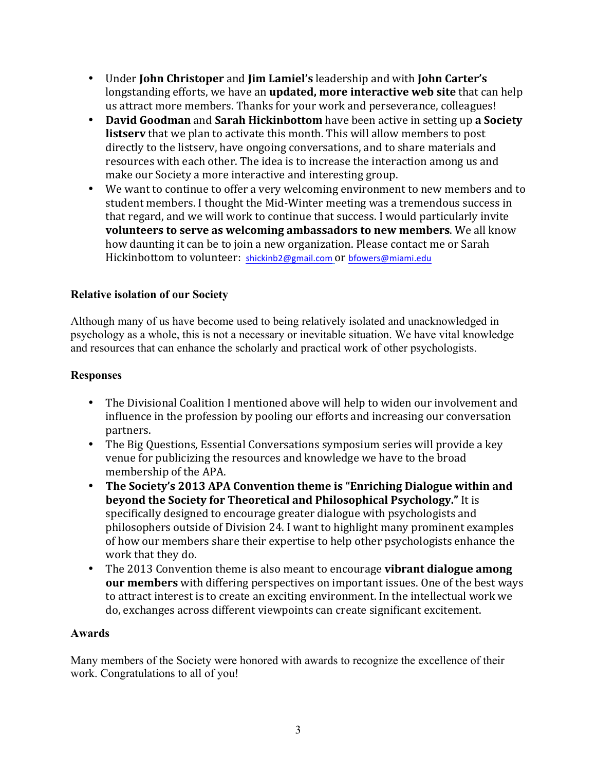- Under **John Christoper** and **Jim Lamiel's** leadership and with **John Carter's** longstanding efforts, we have an **updated, more interactive web site** that can help us attract more members. Thanks for your work and perseverance, colleagues!
- **David Goodman** and **Sarah Hickinbottom** have been active in setting up **a Society listserv** that we plan to activate this month. This will allow members to post directly to the listserv, have ongoing conversations, and to share materials and resources with each other. The idea is to increase the interaction among us and make our Society a more interactive and interesting group.
- We want to continue to offer a very welcoming environment to new members and to student members. I thought the Mid-Winter meeting was a tremendous success in that regard, and we will work to continue that success. I would particularly invite **volunteers to serve as welcoming ambassadors to new members**. We all know how daunting it can be to join a new organization. Please contact me or Sarah Hickinbottom to volunteer: shickinb2@gmail.com or bfowers@miami.edu

**Relative isolation of our Society**

Although many of us have become used to being relatively isolated and unacknowledged in psychology as a whole, this is not a necessary or inevitable situation. We have vital knowledge and resources that can enhance the scholarly and practical work of other psychologists.

**Responses**

- The Divisional Coalition I mentioned above will help to widen our involvement and influence in the profession by pooling our efforts and increasing our conversation partners.
- The Big Questions, Essential Conversations symposium series will provide a key venue for publicizing the resources and knowledge we have to the broad membership of the APA.
- **The Society's 2013 APA Convention theme is "Enriching Dialogue within and beyond the Society for Theoretical and Philosophical Psychology."** It is specifically designed to encourage greater dialogue with psychologists and philosophers outside of Division 24. I want to highlight many prominent examples of how our members share their expertise to help other psychologists enhance the work that they do.
- The 2013 Convention theme is also meant to encourage **vibrant dialogue among our members** with differing perspectives on important issues. One of the best ways to attract interest is to create an exciting environment. In the intellectual work we do, exchanges across different viewpoints can create significant excitement.

**Awards**

Many members of the Society were honored with awards to recognize the excellence of their work. Congratulations to all of you!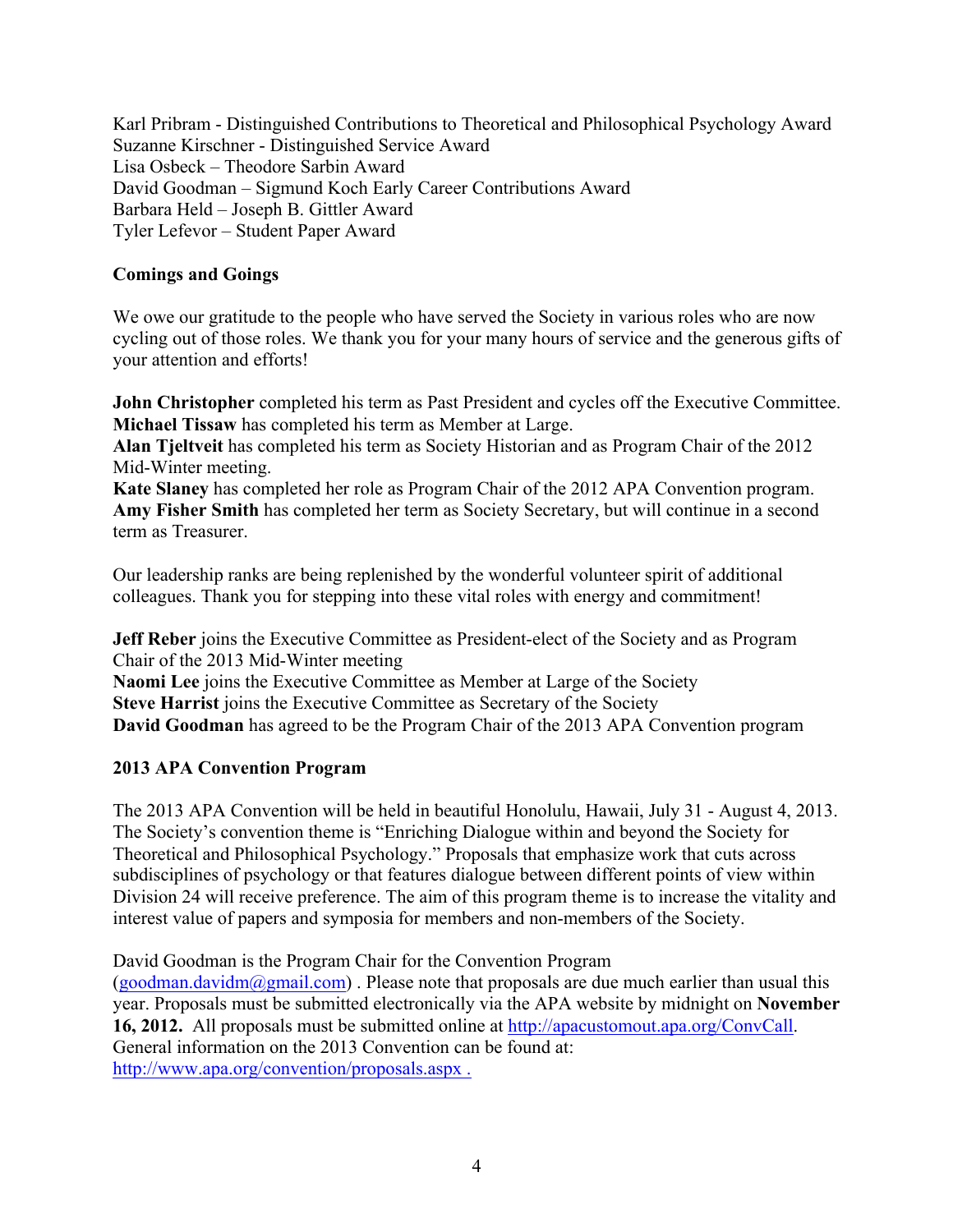Karl Pribram - Distinguished Contributions to Theoretical and Philosophical Psychology Award
Suzanne Kirschner - Distinguished Service Award
Lisa Osbeck – Theodore Sarbin Award
David Goodman – Sigmund Koch Early Career Contributions Award
Barbara Held – Joseph B. Gittler Award
Tyler Lefevor – Student Paper Award

**Comings and Goings**

We owe our gratitude to the people who have served the Society in various roles who are now cycling out of those roles. We thank you for your many hours of service and the generous gifts of your attention and efforts!

**John Christopher** completed his term as Past President and cycles off the Executive Committee.
**Michael Tissaw** has completed his term as Member at Large.
**Alan Tjeltveit** has completed his term as Society Historian and as Program Chair of the 2012 Mid-Winter meeting.
**Kate Slaney** has completed her role as Program Chair of the 2012 APA Convention program.
**Amy Fisher Smith** has completed her term as Society Secretary, but will continue in a second term as Treasurer.

Our leadership ranks are being replenished by the wonderful volunteer spirit of additional colleagues. Thank you for stepping into these vital roles with energy and commitment!

**Jeff Reber** joins the Executive Committee as President-elect of the Society and as Program Chair of the 2013 Mid-Winter meeting
**Naomi Lee** joins the Executive Committee as Member at Large of the Society
**Steve Harrist** joins the Executive Committee as Secretary of the Society
**David Goodman** has agreed to be the Program Chair of the 2013 APA Convention program

**2013 APA Convention Program**

The 2013 APA Convention will be held in beautiful Honolulu, Hawaii, July 31 - August 4, 2013. The Society's convention theme is "Enriching Dialogue within and beyond the Society for Theoretical and Philosophical Psychology." Proposals that emphasize work that cuts across subdisciplines of psychology or that features dialogue between different points of view within Division 24 will receive preference. The aim of this program theme is to increase the vitality and interest value of papers and symposia for members and non-members of the Society.

David Goodman is the Program Chair for the Convention Program (goodman.davidm@gmail.com) . Please note that proposals are due much earlier than usual this year. Proposals must be submitted electronically via the APA website by midnight on **November 16, 2012.** All proposals must be submitted online at http://apacustomout.apa.org/ConvCall. General information on the 2013 Convention can be found at: http://www.apa.org/convention/proposals.aspx .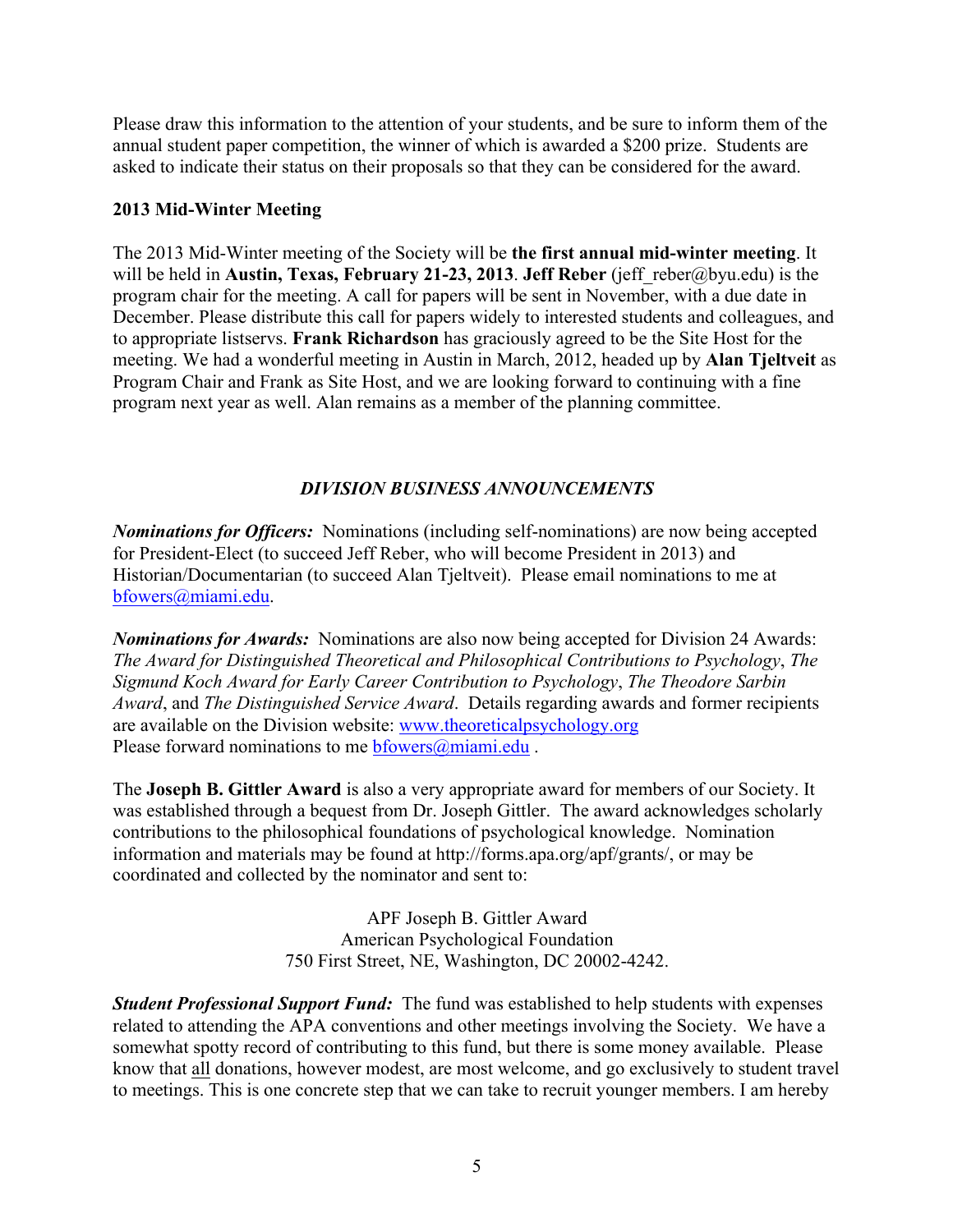Please draw this information to the attention of your students, and be sure to inform them of the annual student paper competition, the winner of which is awarded a $200 prize. Students are asked to indicate their status on their proposals so that they can be considered for the award.

**2013 Mid-Winter Meeting**

The 2013 Mid-Winter meeting of the Society will be **the first annual mid-winter meeting**. It will be held in **Austin, Texas, February 21-23, 2013**. **Jeff Reber** (jeff_reber@byu.edu) is the program chair for the meeting. A call for papers will be sent in November, with a due date in December. Please distribute this call for papers widely to interested students and colleagues, and to appropriate listservs. **Frank Richardson** has graciously agreed to be the Site Host for the meeting. We had a wonderful meeting in Austin in March, 2012, headed up by **Alan Tjeltveit** as Program Chair and Frank as Site Host, and we are looking forward to continuing with a fine program next year as well. Alan remains as a member of the planning committee.

## *DIVISION BUSINESS ANNOUNCEMENTS*

***Nominations for Officers:*** Nominations (including self-nominations) are now being accepted for President-Elect (to succeed Jeff Reber, who will become President in 2013) and Historian/Documentarian (to succeed Alan Tjeltveit). Please email nominations to me at bfowers@miami.edu.

***Nominations for Awards:*** Nominations are also now being accepted for Division 24 Awards: *The Award for Distinguished Theoretical and Philosophical Contributions to Psychology*, *The Sigmund Koch Award for Early Career Contribution to Psychology*, *The Theodore Sarbin Award*, and *The Distinguished Service Award*. Details regarding awards and former recipients are available on the Division website: www.theoreticalpsychology.org
Please forward nominations to me bfowers@miami.edu .

The **Joseph B. Gittler Award** is also a very appropriate award for members of our Society. It was established through a bequest from Dr. Joseph Gittler. The award acknowledges scholarly contributions to the philosophical foundations of psychological knowledge. Nomination information and materials may be found at http://forms.apa.org/apf/grants/, or may be coordinated and collected by the nominator and sent to:

APF Joseph B. Gittler Award
American Psychological Foundation
750 First Street, NE, Washington, DC 20002-4242.

***Student Professional Support Fund:*** The fund was established to help students with expenses related to attending the APA conventions and other meetings involving the Society. We have a somewhat spotty record of contributing to this fund, but there is some money available. Please know that all donations, however modest, are most welcome, and go exclusively to student travel to meetings. This is one concrete step that we can take to recruit younger members. I am hereby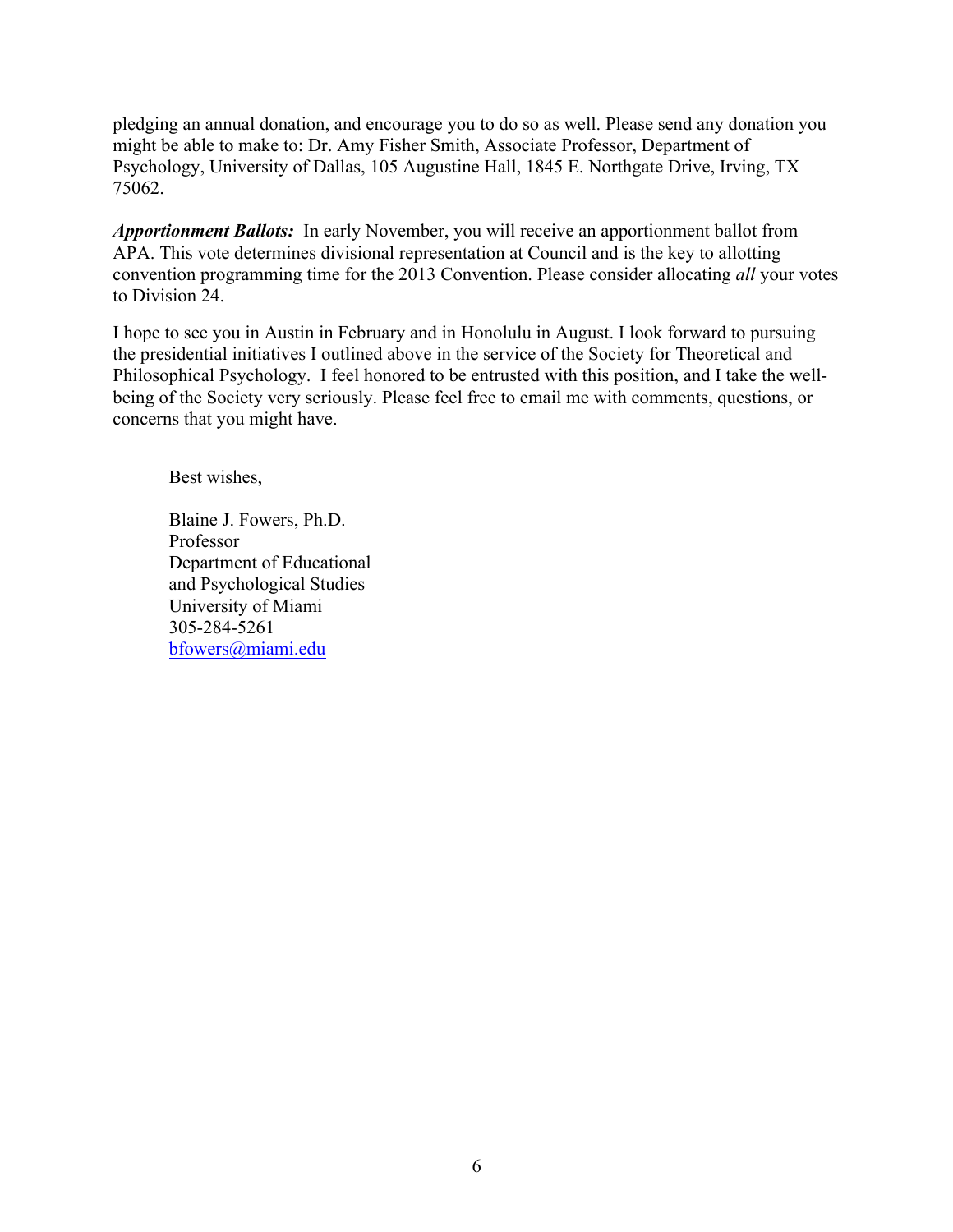pledging an annual donation, and encourage you to do so as well. Please send any donation you might be able to make to: Dr. Amy Fisher Smith, Associate Professor, Department of Psychology, University of Dallas, 105 Augustine Hall, 1845 E. Northgate Drive, Irving, TX 75062.

***Apportionment Ballots:*** In early November, you will receive an apportionment ballot from APA. This vote determines divisional representation at Council and is the key to allotting convention programming time for the 2013 Convention. Please consider allocating *all* your votes to Division 24.

I hope to see you in Austin in February and in Honolulu in August. I look forward to pursuing the presidential initiatives I outlined above in the service of the Society for Theoretical and Philosophical Psychology. I feel honored to be entrusted with this position, and I take the well-being of the Society very seriously. Please feel free to email me with comments, questions, or concerns that you might have.

Best wishes,

Blaine J. Fowers, Ph.D.
Professor
Department of Educational and Psychological Studies
University of Miami
305-284-5261
bfowers@miami.edu